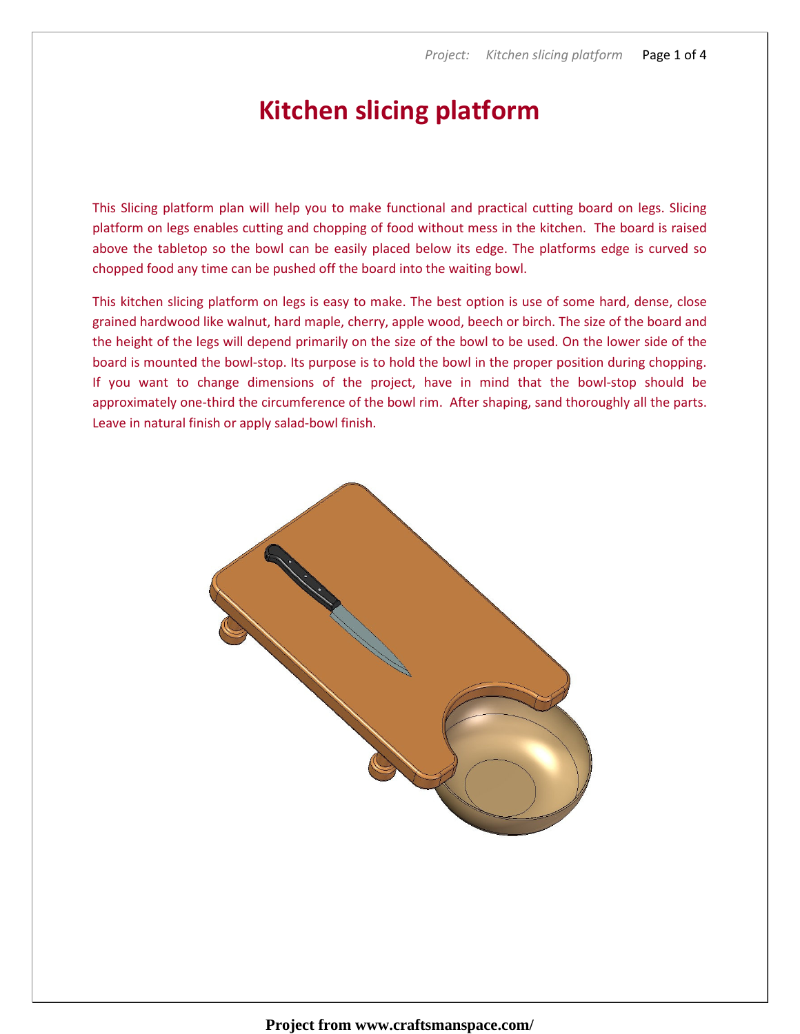# Kitchen slicing platform

This Slicing platform plan will help you to make functional and practical cutting board on legs. Slicing platform on legs enables cutting and chopping of food without mess in the kitchen. The board is raised above the tabletop so the bowl can be easily placed below its edge. The platforms edge is curved so chopped food any time can be pushed off the board into the waiting bowl.

This kitchen slicing platform on legs is easy to make. The best option is use of some hard, dense, close grained hardwood like walnut, hard maple, cherry, apple wood, beech or birch. The size of the board and the height of the legs will depend primarily on the size of the bowl to be used. On the lower side of the board is mounted the bowl-stop. Its purpose is to hold the bowl in the proper position during chopping. If you want to change dimensions of the project, have in mind that the bowl-stop should be approximately one-third the circumference of the bowl rim. After shaping, sand thoroughly all the parts. Leave in natural finish or apply salad-bowl finish.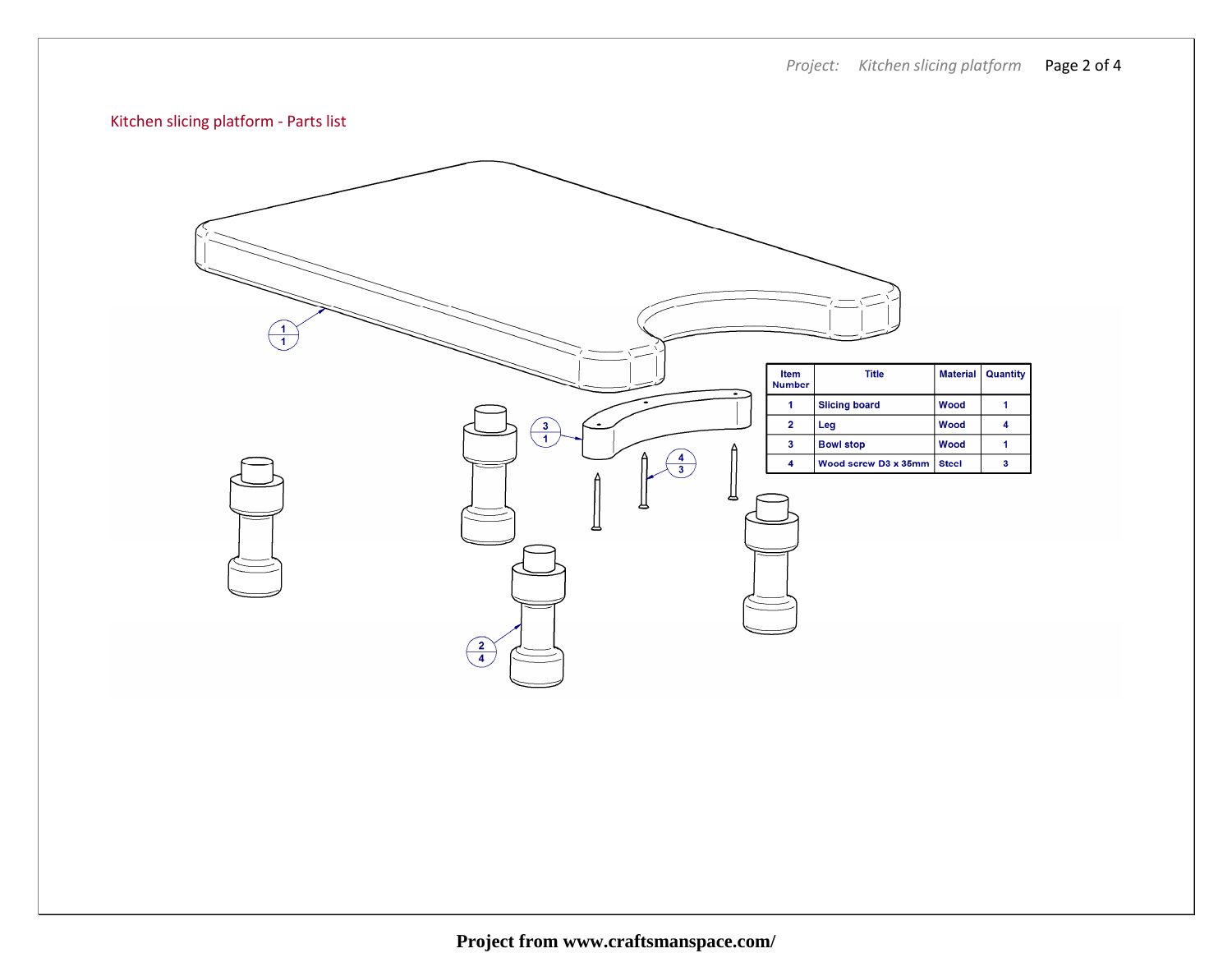## Kitchen slicing platform - Parts list

| Item Number | Title | Material | Quantity |
|---|---|---|---|
| 1 | Slicing board | Wood | 1 |
| 2 | Leg | Wood | 4 |
| 3 | Bowl stop | Wood | 1 |
| 4 | Wood screw D3 x 35mm | Steel | 3 |

Project from www.craftsmanspace.com/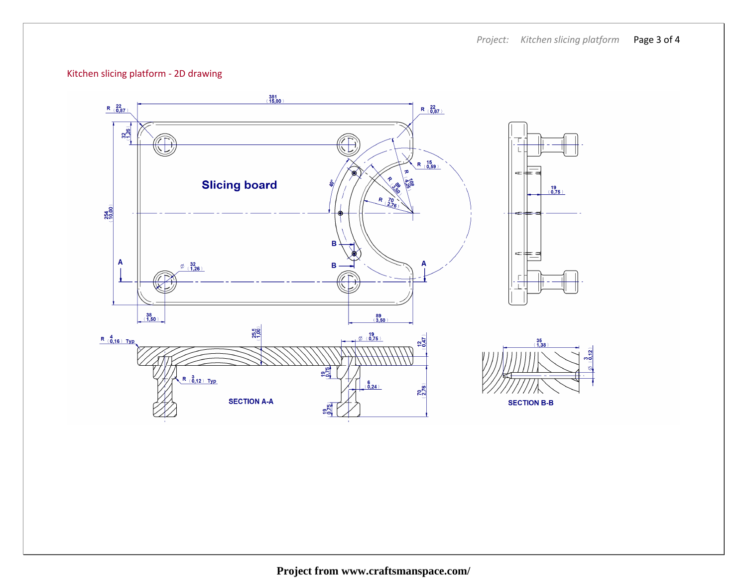## Kitchen slicing platform - 2D drawing

Slicing board

SECTION A-A

SECTION B-B

**Project from www.craftsmanspace.com/**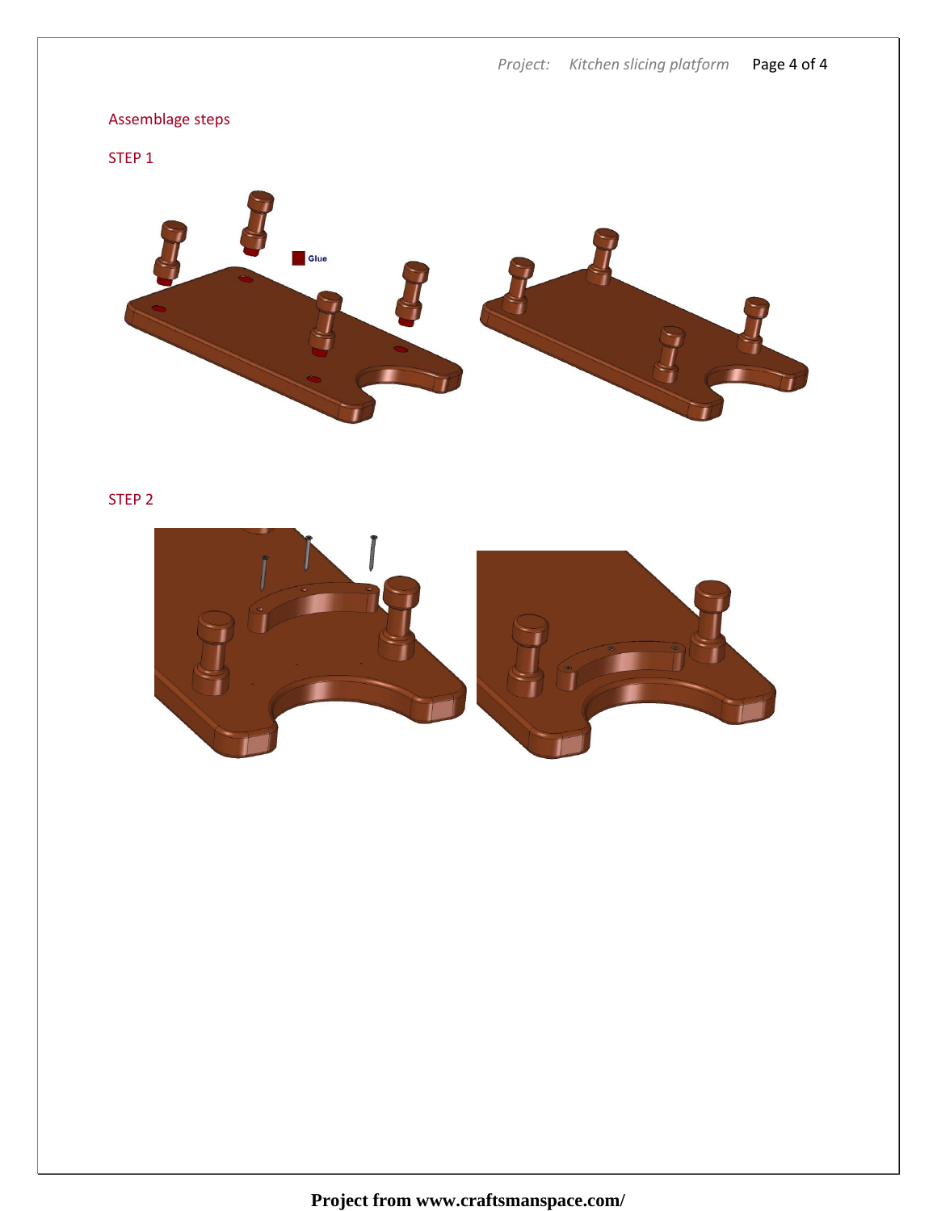## Assemblage steps

### STEP 1

Glue

### STEP 2